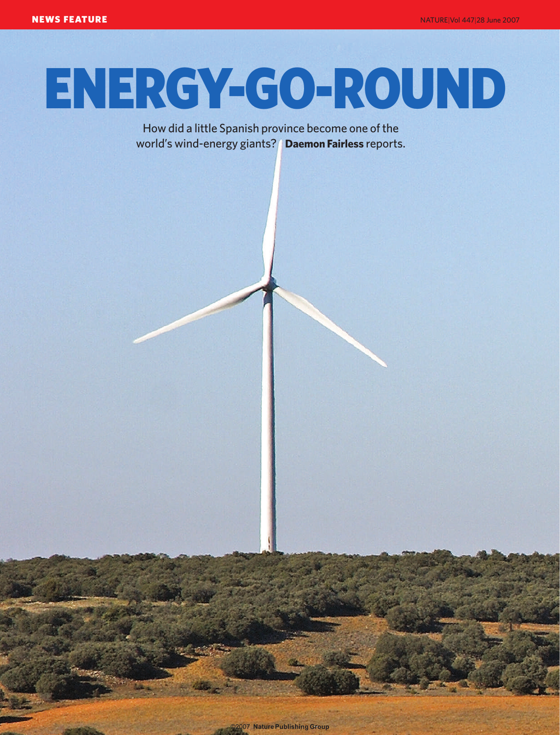# ENERGY-GO-ROUND

How did a little Spanish province become one of the world's wind-energy giants? **Daemon Fairless** reports.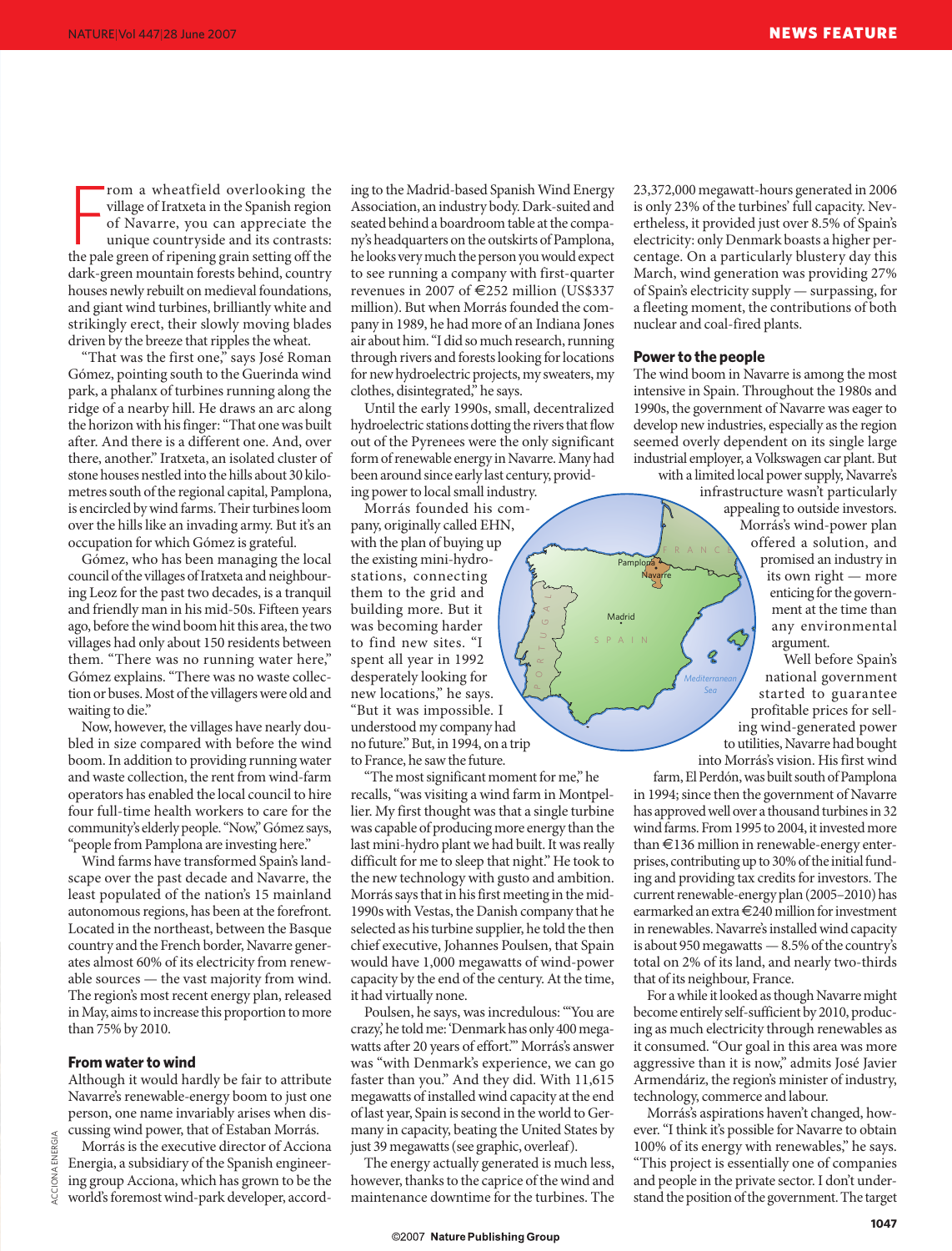From a wheatfield overlooking the village of Iratxeta in the Spanish region of Navarre, you can appreciate the unique countryside and its contrasts: the pale green of ripening grain setting off the dark-green mountain forests behind, country houses newly rebuilt on medieval foundations, and giant wind turbines, brilliantly white and strikingly erect, their slowly moving blades driven by the breeze that ripples the wheat.

"That was the first one," says José Roman Gómez, pointing south to the Guerinda wind park, a phalanx of turbines running along the ridge of a nearby hill. He draws an arc along the horizon with his finger: "That one was built after. And there is a different one. And, over there, another." Iratxeta, an isolated cluster of stone houses nestled into the hills about 30 kilometres south of the regional capital, Pamplona, is encircled by wind farms. Their turbines loom over the hills like an invading army. But it's an occupation for which Gómez is grateful.

Gómez, who has been managing the local council of the villages of Iratxeta and neighbouring Leoz for the past two decades, is a tranquil and friendly man in his mid-50s. Fifteen years ago, before the wind boom hit this area, the two villages had only about 150 residents between them. "There was no running water here," Gómez explains. "There was no waste collection or buses. Most of the villagers were old and waiting to die."

Now, however, the villages have nearly doubled in size compared with before the wind boom. In addition to providing running water and waste collection, the rent from wind-farm operators has enabled the local council to hire four full-time health workers to care for the community's elderly people. "Now," Gómez says, "people from Pamplona are investing here."

Wind farms have transformed Spain's landscape over the past decade and Navarre, the least populated of the nation's 15 mainland autonomous regions, has been at the forefront. Located in the northeast, between the Basque country and the French border, Navarre generates almost 60% of its electricity from renewable sources — the vast majority from wind. The region's most recent energy plan, released in May, aims to increase this proportion to more than 75% by 2010.

### From water to wind

Although it would hardly be fair to attribute Navarre's renewable-energy boom to just one person, one name invariably arises when discussing wind power, that of Estaban Morrás.

Morrás is the executive director of Acciona Energia, a subsidiary of the Spanish engineering group Acciona, which has grown to be the world's foremost wind-park developer, according to the Madrid-based Spanish Wind Energy Association, an industry body. Dark-suited and seated behind a boardroom table at the company's headquarters on the outskirts of Pamplona, he looks very much the person you would expect to see running a company with first-quarter revenues in 2007 of €252 million (US$337 million). But when Morrás founded the company in 1989, he had more of an Indiana Jones air about him. "I did so much research, running through rivers and forests looking for locations for new hydroelectric projects, my sweaters, my clothes, disintegrated," he says.

Until the early 1990s, small, decentralized hydroelectric stations dotting the rivers that flow out of the Pyrenees were the only significant form of renewable energy in Navarre. Many had been around since early last century, providing power to local small industry.

Morrás founded his company, originally called EHN, with the plan of buying up the existing mini-hydrostations, connecting them to the grid and building more. But it was becoming harder to find new sites. "I spent all year in 1992 desperately looking for new locations," he says. "But it was impossible. I understood my company had no future." But, in 1994, on a trip to France, he saw the future.

"The most significant moment for me," he recalls, "was visiting a wind farm in Montpellier. My first thought was that a single turbine was capable of producing more energy than the last mini-hydro plant we had built. It was really difficult for me to sleep that night." He took to the new technology with gusto and ambition. Morrás says that in his first meeting in the mid-1990s with Vestas, the Danish company that he selected as his turbine supplier, he told the then chief executive, Johannes Poulsen, that Spain would have 1,000 megawatts of wind-power capacity by the end of the century. At the time, it had virtually none.

Poulsen, he says, was incredulous: "'You are crazy,' he told me: 'Denmark has only 400 megawatts after 20 years of effort.'" Morrás's answer was "with Denmark's experience, we can go faster than you." And they did. With 11,615 megawatts of installed wind capacity at the end of last year, Spain is second in the world to Germany in capacity, beating the United States by just 39 megawatts (see graphic, overleaf).

The energy actually generated is much less, however, thanks to the caprice of the wind and maintenance downtime for the turbines. The 23,372,000 megawatt-hours generated in 2006 is only 23% of the turbines' full capacity. Nevertheless, it provided just over 8.5% of Spain's electricity: only Denmark boasts a higher percentage. On a particularly blustery day this March, wind generation was providing 27% of Spain's electricity supply — surpassing, for a fleeting moment, the contributions of both nuclear and coal-fired plants.

### Power to the people

The wind boom in Navarre is among the most intensive in Spain. Throughout the 1980s and 1990s, the government of Navarre was eager to develop new industries, especially as the region seemed overly dependent on its single large industrial employer, a Volkswagen car plant. But with a limited local power supply, Navarre's infrastructure wasn't particularly appealing to outside investors. Morrás's wind-power plan offered a solution, and promised an industry in its own right — more enticing for the government at the time than any environmental argument.

Well before Spain's national government started to guarantee profitable prices for selling wind-generated power to utilities, Navarre had bought into Morrás's vision. His first wind farm, El Perdón, was built just south of Pamplona in 1994; since then the government of Navarre has approved well over a thousand turbines in 32 wind farms. From 1995 to 2004, it invested more than €136 million in renewable-energy enterprises, contributing up to 30% of the initial funding and providing tax credits for investors. The current renewable-energy plan (2005–2010) has earmarked an extra €240 million for investment in renewables. Navarre's installed wind capacity is about 950 megawatts — 8.5% of the country's total on 2% of its land, and nearly two-thirds that of its neighbour, France.

For a while it looked as though Navarre might become entirely self-sufficient by 2010, producing as much electricity through renewables as it consumed. "Our goal in this area was more aggressive than it is now," admits José Javier Armendáriz, the region's minister of industry, technology, commerce and labour.

Morrás's aspirations haven't changed, however. "I think it's possible for Navarre to obtain 100% of its energy with renewables," he says. "This project is essentially one of companies and people in the private sector. I don't understand the position of the government. The target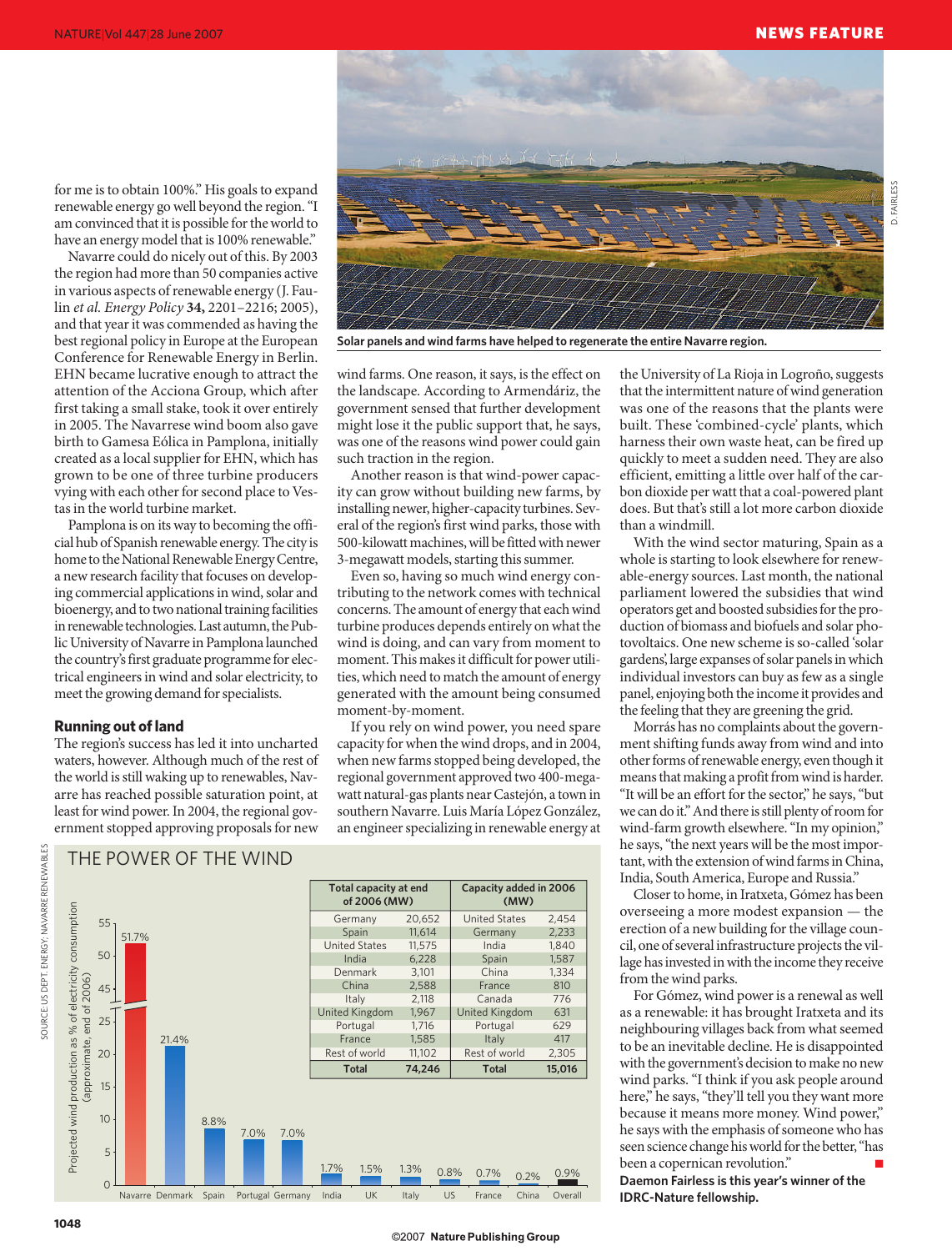for me is to obtain 100%." His goals to expand renewable energy go well beyond the region. "I am convinced that it is possible for the world to have an energy model that is 100% renewable."

Navarre could do nicely out of this. By 2003 the region had more than 50 companies active in various aspects of renewable energy (J. Faulin *et al. Energy Policy* **34,** 2201–2216; 2005), and that year it was commended as having the best regional policy in Europe at the European Conference for Renewable Energy in Berlin. EHN became lucrative enough to attract the attention of the Acciona Group, which after first taking a small stake, took it over entirely in 2005. The Navarrese wind boom also gave birth to Gamesa Eólica in Pamplona, initially created as a local supplier for EHN, which has grown to be one of three turbine producers vying with each other for second place to Vestas in the world turbine market.

Pamplona is on its way to becoming the official hub of Spanish renewable energy. The city is home to the National Renewable Energy Centre, a new research facility that focuses on developing commercial applications in wind, solar and bioenergy, and to two national training facilities in renewable technologies. Last autumn, the Public University of Navarre in Pamplona launched the country's first graduate programme for electrical engineers in wind and solar electricity, to meet the growing demand for specialists.

### Running out of land

The region's success has led it into uncharted waters, however. Although much of the rest of the world is still waking up to renewables, Navarre has reached possible saturation point, at least for wind power. In 2004, the regional government stopped approving proposals for new wind farms. One reason, it says, is the effect on the landscape. According to Armendáriz, the government sensed that further development might lose it the public support that, he says, was one of the reasons wind power could gain such traction in the region.

Another reason is that wind-power capacity can grow without building new farms, by installing newer, higher-capacity turbines. Several of the region's first wind parks, those with 500-kilowatt machines, will be fitted with newer 3-megawatt models, starting this summer.

Even so, having so much wind energy contributing to the network comes with technical concerns. The amount of energy that each wind turbine produces depends entirely on what the wind is doing, and can vary from moment to moment. This makes it difficult for power utilities, which need to match the amount of energy generated with the amount being consumed moment-by-moment.

If you rely on wind power, you need spare capacity for when the wind drops, and in 2004, when new farms stopped being developed, the regional government approved two 400-megawatt natural-gas plants near Castejón, a town in southern Navarre. Luis María López González, an engineer specializing in renewable energy at the University of La Rioja in Logroño, suggests that the intermittent nature of wind generation was one of the reasons that the plants were built. These 'combined-cycle' plants, which harness their own waste heat, can be fired up quickly to meet a sudden need. They are also efficient, emitting a little over half of the carbon dioxide per watt that a coal-powered plant does. But that's still a lot more carbon dioxide than a windmill.

With the wind sector maturing, Spain as a whole is starting to look elsewhere for renewable-energy sources. Last month, the national parliament lowered the subsidies that wind operators get and boosted subsidies for the production of biomass and biofuels and solar photovoltaics. One new scheme is so-called 'solar gardens', large expanses of solar panels in which individual investors can buy as few as a single panel, enjoying both the income it provides and the feeling that they are greening the grid.

Morrás has no complaints about the government shifting funds away from wind and into other forms of renewable energy, even though it means that making a profit from wind is harder. "It will be an effort for the sector," he says, "but we can do it." And there is still plenty of room for wind-farm growth elsewhere. "In my opinion," he says, "the next years will be the most important, with the extension of wind farms in China, India, South America, Europe and Russia."

Closer to home, in Iratxeta, Gómez has been overseeing a more modest expansion — the erection of a new building for the village council, one of several infrastructure projects the village has invested in with the income they receive from the wind parks.

For Gómez, wind power is a renewal as well as a renewable: it has brought Iratxeta and its neighbouring villages back from what seemed to be an inevitable decline. He is disappointed with the government's decision to make no new wind parks. "I think if you ask people around here," he says, "they'll tell you they want more because it means more money. Wind power," he says with the emphasis of someone who has seen science change his world for the better, "has been a copernican revolution." ■

**Daemon Fairless is this year's winner of the IDRC-Nature fellowship.**

D. FAIRLESS

**Solar panels and wind farms have helped to regenerate the entire Navarre region.**

## THE POWER OF THE WIND

| Total capacity at end of 2006 (MW) | | Capacity added in 2006 (MW) | |
|---|---|---|---|
| Germany | 20,652 | United States | 2,454 |
| Spain | 11,614 | Germany | 2,233 |
| United States | 11,575 | India | 1,840 |
| India | 6,228 | Spain | 1,587 |
| Denmark | 3,101 | China | 1,334 |
| China | 2,588 | France | 810 |
| Italy | 2,118 | Canada | 776 |
| United Kingdom | 1,967 | United Kingdom | 631 |
| Portugal | 1,716 | Portugal | 629 |
| France | 1,585 | Italy | 417 |
| Rest of world | 11,102 | Rest of world | 2,305 |
| **Total** | **74,246** | **Total** | **15,016** |

Projected wind production as % of electricity consumption (approximate, end of 2006)

0, 5, 10, 15, 20, 25, 45, 50, 55

Navarre 51.7%
Denmark 21.4%
Spain 8.8%
Portugal 7.0%
Germany 7.0%
India 1.7%
UK 1.5%
Italy 1.3%
US 0.8%
France 0.7%
China 0.2%
Overall 0.9%

SOURCE: US DEPT. ENERGY; NAVARRE RENEWABLES